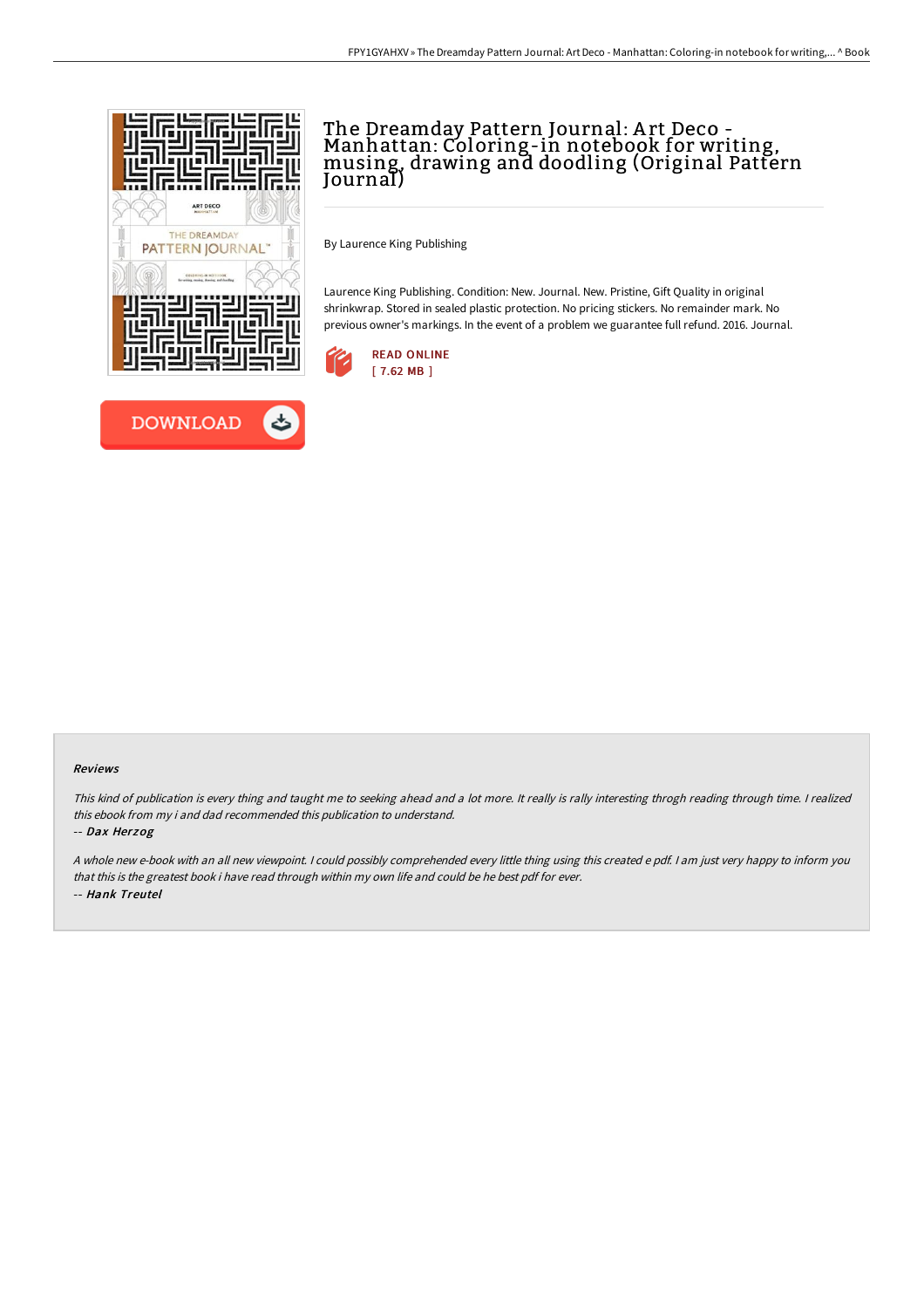# The Dreamday Pattern Journal: Art Deco - Manhattan: Coloring-in notebook for writing, musing, drawing and doodling (Original Pattern Journal)

By Laurence King Publishing

Laurence King Publishing. Condition: New. Journal. New. Pristine, Gift Quality in original shrinkwrap. Stored in sealed plastic protection. No pricing stickers. No remainder mark. No previous owner's markings. In the event of a problem we guarantee full refund. 2016. Journal.

READ ONLINE
[ 7.62 MB ]

DOWNLOAD

### Reviews

*This kind of publication is every thing and taught me to seeking ahead and a lot more. It really is rally interesting throgh reading through time. I realized this ebook from my i and dad recommended this publication to understand.*

*-- Dax Herzog*

*A whole new e-book with an all new viewpoint. I could possibly comprehended every little thing using this created e pdf. I am just very happy to inform you that this is the greatest book i have read through within my own life and could be he best pdf for ever.*

*-- Hank Treutel*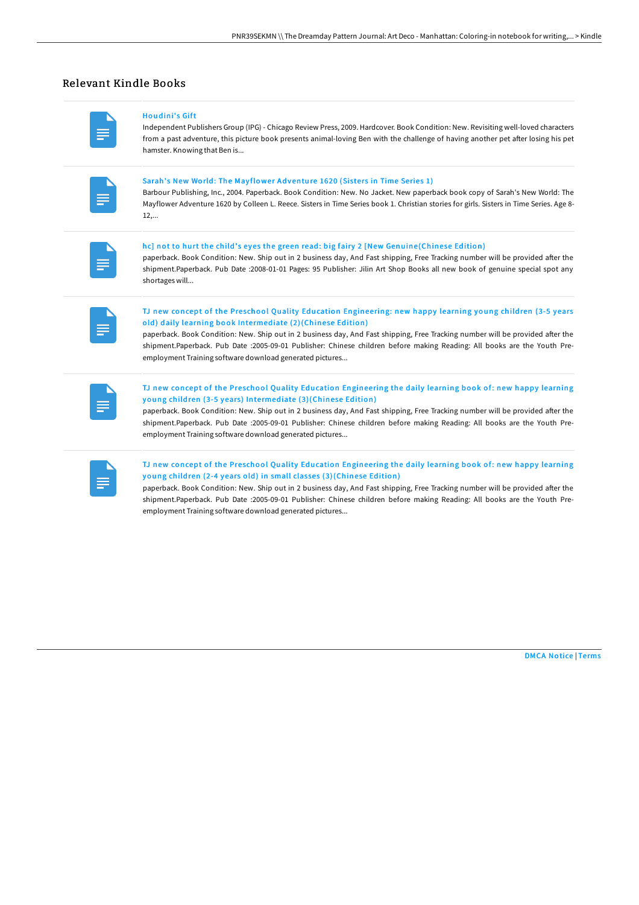## Relevant Kindle Books

### Houdini's Gift

Independent Publishers Group (IPG) - Chicago Review Press, 2009. Hardcover. Book Condition: New. Revisiting well-loved characters from a past adventure, this picture book presents animal-loving Ben with the challenge of having another pet after losing his pet hamster. Knowing that Ben is...

### Sarah's New World: The Mayflower Adventure 1620 (Sisters in Time Series 1)

Barbour Publishing, Inc., 2004. Paperback. Book Condition: New. No Jacket. New paperback book copy of Sarah's New World: The Mayflower Adventure 1620 by Colleen L. Reece. Sisters in Time Series book 1. Christian stories for girls. Sisters in Time Series. Age 8-12,...

### hc] not to hurt the child's eyes the green read: big fairy 2 [New Genuine(Chinese Edition)

paperback. Book Condition: New. Ship out in 2 business day, And Fast shipping, Free Tracking number will be provided after the shipment.Paperback. Pub Date :2008-01-01 Pages: 95 Publisher: Jilin Art Shop Books all new book of genuine special spot any shortages will...

### TJ new concept of the Preschool Quality Education Engineering: new happy learning young children (3-5 years old) daily learning book Intermediate (2)(Chinese Edition)

paperback. Book Condition: New. Ship out in 2 business day, And Fast shipping, Free Tracking number will be provided after the shipment.Paperback. Pub Date :2005-09-01 Publisher: Chinese children before making Reading: All books are the Youth Pre-employment Training software download generated pictures...

### TJ new concept of the Preschool Quality Education Engineering the daily learning book of: new happy learning young children (3-5 years) Intermediate (3)(Chinese Edition)

paperback. Book Condition: New. Ship out in 2 business day, And Fast shipping, Free Tracking number will be provided after the shipment.Paperback. Pub Date :2005-09-01 Publisher: Chinese children before making Reading: All books are the Youth Pre-employment Training software download generated pictures...

### TJ new concept of the Preschool Quality Education Engineering the daily learning book of: new happy learning young children (2-4 years old) in small classes (3)(Chinese Edition)

paperback. Book Condition: New. Ship out in 2 business day, And Fast shipping, Free Tracking number will be provided after the shipment.Paperback. Pub Date :2005-09-01 Publisher: Chinese children before making Reading: All books are the Youth Pre-employment Training software download generated pictures...